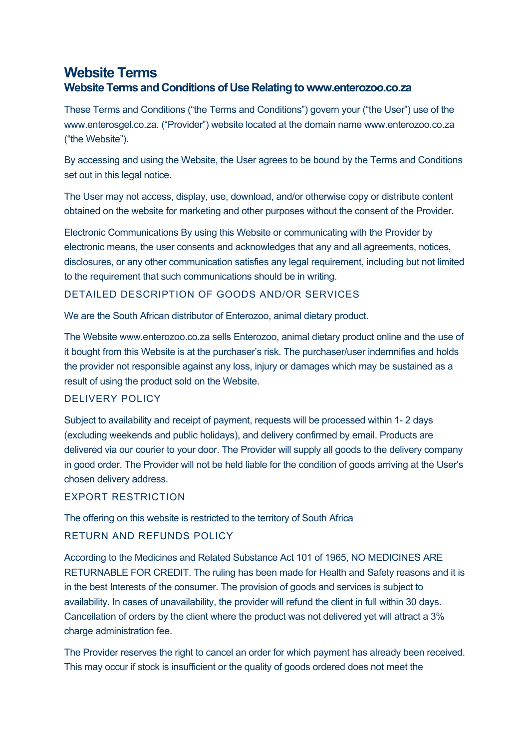# Website Terms

## Website Terms and Conditions of Use Relating to www.enterozoo.co.za

These Terms and Conditions ("the Terms and Conditions") govern your ("the User") use of the www.enterosgel.co.za. ("Provider") website located at the domain name www.enterozoo.co.za ("the Website").

By accessing and using the Website, the User agrees to be bound by the Terms and Conditions set out in this legal notice.

The User may not access, display, use, download, and/or otherwise copy or distribute content obtained on the website for marketing and other purposes without the consent of the Provider.

Electronic Communications By using this Website or communicating with the Provider by electronic means, the user consents and acknowledges that any and all agreements, notices, disclosures, or any other communication satisfies any legal requirement, including but not limited to the requirement that such communications should be in writing.

### DETAILED DESCRIPTION OF GOODS AND/OR SERVICES

We are the South African distributor of Enterozoo, animal dietary product.

The Website www.enterozoo.co.za sells Enterozoo, animal dietary product online and the use of it bought from this Website is at the purchaser's risk. The purchaser/user indemnifies and holds the provider not responsible against any loss, injury or damages which may be sustained as a result of using the product sold on the Website.

### DELIVERY POLICY

Subject to availability and receipt of payment, requests will be processed within 1- 2 days (excluding weekends and public holidays), and delivery confirmed by email. Products are delivered via our courier to your door. The Provider will supply all goods to the delivery company in good order. The Provider will not be held liable for the condition of goods arriving at the User's chosen delivery address.

### EXPORT RESTRICTION

The offering on this website is restricted to the territory of South Africa

### RETURN AND REFUNDS POLICY

According to the Medicines and Related Substance Act 101 of 1965, NO MEDICINES ARE RETURNABLE FOR CREDIT. The ruling has been made for Health and Safety reasons and it is in the best Interests of the consumer. The provision of goods and services is subject to availability. In cases of unavailability, the provider will refund the client in full within 30 days. Cancellation of orders by the client where the product was not delivered yet will attract a 3% charge administration fee.

The Provider reserves the right to cancel an order for which payment has already been received. This may occur if stock is insufficient or the quality of goods ordered does not meet the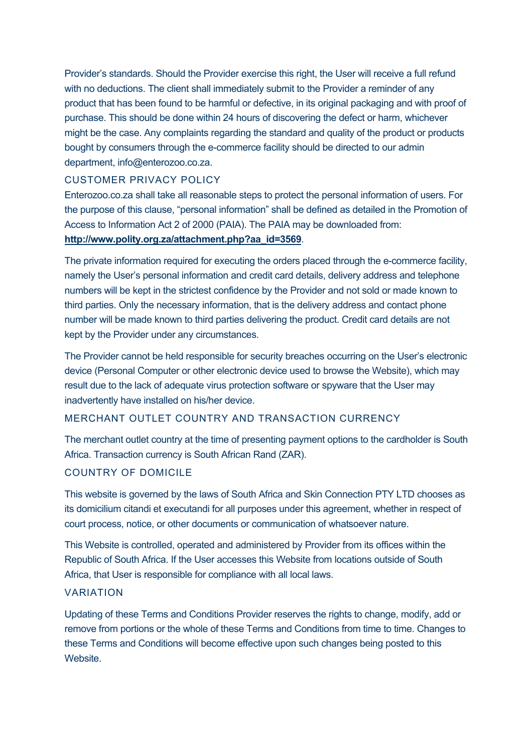Provider's standards. Should the Provider exercise this right, the User will receive a full refund with no deductions. The client shall immediately submit to the Provider a reminder of any product that has been found to be harmful or defective, in its original packaging and with proof of purchase. This should be done within 24 hours of discovering the defect or harm, whichever might be the case. Any complaints regarding the standard and quality of the product or products bought by consumers through the e-commerce facility should be directed to our admin department, info@enterozoo.co.za.

## CUSTOMER PRIVACY POLICY

Enterozoo.co.za shall take all reasonable steps to protect the personal information of users. For the purpose of this clause, "personal information" shall be defined as detailed in the Promotion of Access to Information Act 2 of 2000 (PAIA). The PAIA may be downloaded from: **http://www.polity.org.za/attachment.php?aa_id=3569**.

The private information required for executing the orders placed through the e-commerce facility, namely the User's personal information and credit card details, delivery address and telephone numbers will be kept in the strictest confidence by the Provider and not sold or made known to third parties. Only the necessary information, that is the delivery address and contact phone number will be made known to third parties delivering the product. Credit card details are not kept by the Provider under any circumstances.

The Provider cannot be held responsible for security breaches occurring on the User's electronic device (Personal Computer or other electronic device used to browse the Website), which may result due to the lack of adequate virus protection software or spyware that the User may inadvertently have installed on his/her device.

## MERCHANT OUTLET COUNTRY AND TRANSACTION CURRENCY

The merchant outlet country at the time of presenting payment options to the cardholder is South Africa. Transaction currency is South African Rand (ZAR).

## COUNTRY OF DOMICILE

This website is governed by the laws of South Africa and Skin Connection PTY LTD chooses as its domicilium citandi et executandi for all purposes under this agreement, whether in respect of court process, notice, or other documents or communication of whatsoever nature.

This Website is controlled, operated and administered by Provider from its offices within the Republic of South Africa. If the User accesses this Website from locations outside of South Africa, that User is responsible for compliance with all local laws.

## VARIATION

Updating of these Terms and Conditions Provider reserves the rights to change, modify, add or remove from portions or the whole of these Terms and Conditions from time to time. Changes to these Terms and Conditions will become effective upon such changes being posted to this Website.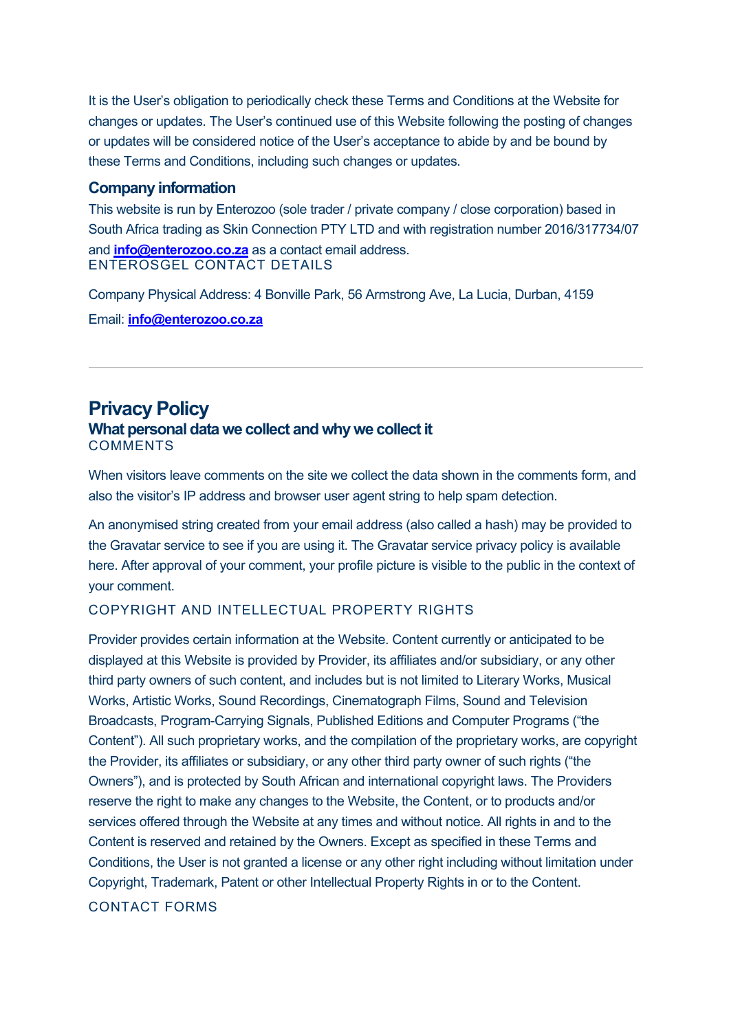It is the User's obligation to periodically check these Terms and Conditions at the Website for changes or updates. The User's continued use of this Website following the posting of changes or updates will be considered notice of the User's acceptance to abide by and be bound by these Terms and Conditions, including such changes or updates.

### Company information

This website is run by Enterozoo (sole trader / private company / close corporation) based in South Africa trading as Skin Connection PTY LTD and with registration number 2016/317734/07 and **info@enterozoo.co.za** as a contact email address.

#### ENTEROSGEL CONTACT DETAILS

Company Physical Address: 4 Bonville Park, 56 Armstrong Ave, La Lucia, Durban, 4159

Email: **info@enterozoo.co.za**

---

## Privacy Policy

### What personal data we collect and why we collect it

#### COMMENTS

When visitors leave comments on the site we collect the data shown in the comments form, and also the visitor's IP address and browser user agent string to help spam detection.

An anonymised string created from your email address (also called a hash) may be provided to the Gravatar service to see if you are using it. The Gravatar service privacy policy is available here. After approval of your comment, your profile picture is visible to the public in the context of your comment.

#### COPYRIGHT AND INTELLECTUAL PROPERTY RIGHTS

Provider provides certain information at the Website. Content currently or anticipated to be displayed at this Website is provided by Provider, its affiliates and/or subsidiary, or any other third party owners of such content, and includes but is not limited to Literary Works, Musical Works, Artistic Works, Sound Recordings, Cinematograph Films, Sound and Television Broadcasts, Program-Carrying Signals, Published Editions and Computer Programs ("the Content"). All such proprietary works, and the compilation of the proprietary works, are copyright the Provider, its affiliates or subsidiary, or any other third party owner of such rights ("the Owners"), and is protected by South African and international copyright laws. The Providers reserve the right to make any changes to the Website, the Content, or to products and/or services offered through the Website at any times and without notice. All rights in and to the Content is reserved and retained by the Owners. Except as specified in these Terms and Conditions, the User is not granted a license or any other right including without limitation under Copyright, Trademark, Patent or other Intellectual Property Rights in or to the Content.

#### CONTACT FORMS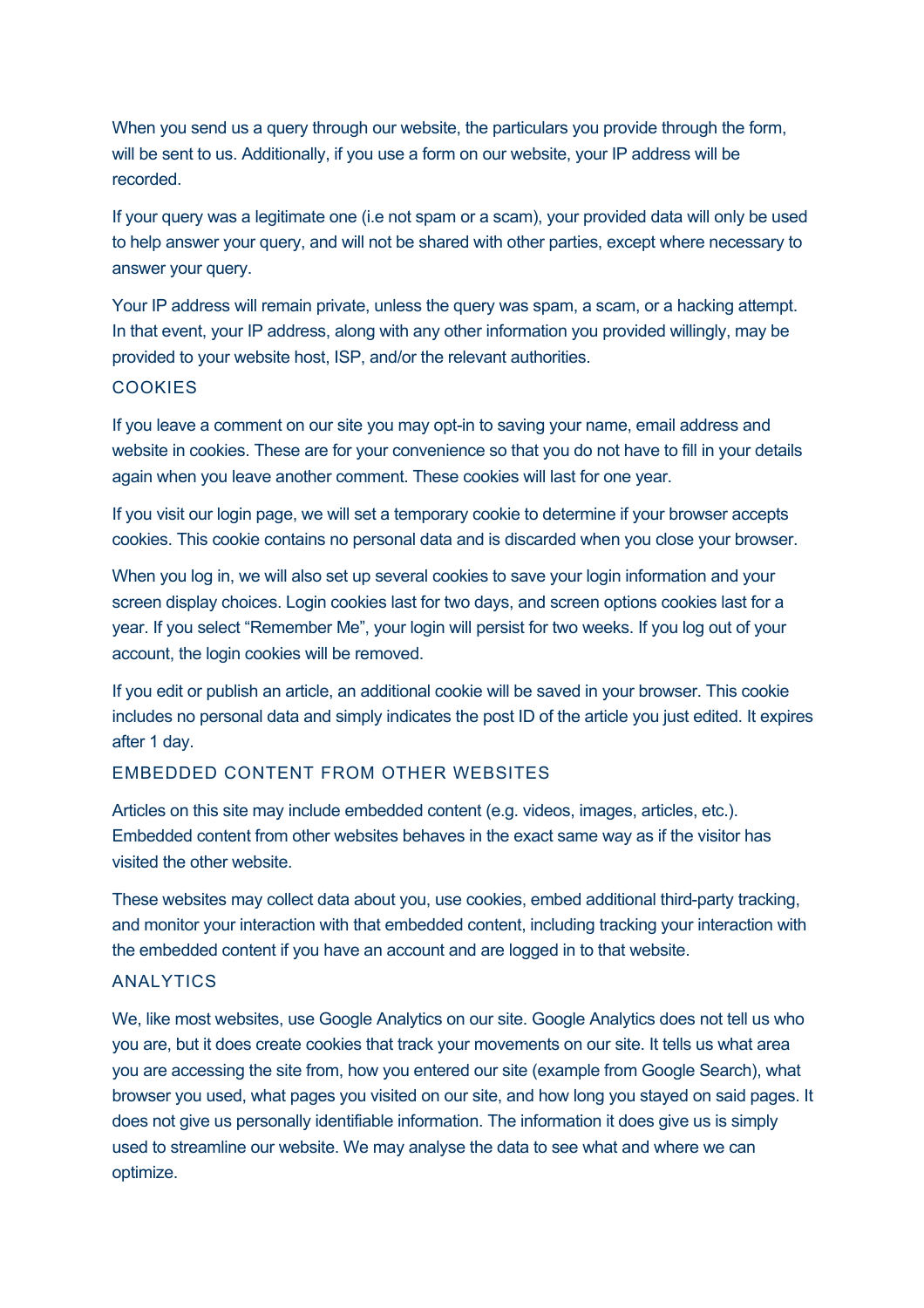When you send us a query through our website, the particulars you provide through the form, will be sent to us. Additionally, if you use a form on our website, your IP address will be recorded.

If your query was a legitimate one (i.e not spam or a scam), your provided data will only be used to help answer your query, and will not be shared with other parties, except where necessary to answer your query.

Your IP address will remain private, unless the query was spam, a scam, or a hacking attempt. In that event, your IP address, along with any other information you provided willingly, may be provided to your website host, ISP, and/or the relevant authorities.

## COOKIES

If you leave a comment on our site you may opt-in to saving your name, email address and website in cookies. These are for your convenience so that you do not have to fill in your details again when you leave another comment. These cookies will last for one year.

If you visit our login page, we will set a temporary cookie to determine if your browser accepts cookies. This cookie contains no personal data and is discarded when you close your browser.

When you log in, we will also set up several cookies to save your login information and your screen display choices. Login cookies last for two days, and screen options cookies last for a year. If you select “Remember Me”, your login will persist for two weeks. If you log out of your account, the login cookies will be removed.

If you edit or publish an article, an additional cookie will be saved in your browser. This cookie includes no personal data and simply indicates the post ID of the article you just edited. It expires after 1 day.

## EMBEDDED CONTENT FROM OTHER WEBSITES

Articles on this site may include embedded content (e.g. videos, images, articles, etc.). Embedded content from other websites behaves in the exact same way as if the visitor has visited the other website.

These websites may collect data about you, use cookies, embed additional third-party tracking, and monitor your interaction with that embedded content, including tracking your interaction with the embedded content if you have an account and are logged in to that website.

## ANALYTICS

We, like most websites, use Google Analytics on our site. Google Analytics does not tell us who you are, but it does create cookies that track your movements on our site. It tells us what area you are accessing the site from, how you entered our site (example from Google Search), what browser you used, what pages you visited on our site, and how long you stayed on said pages. It does not give us personally identifiable information. The information it does give us is simply used to streamline our website. We may analyse the data to see what and where we can optimize.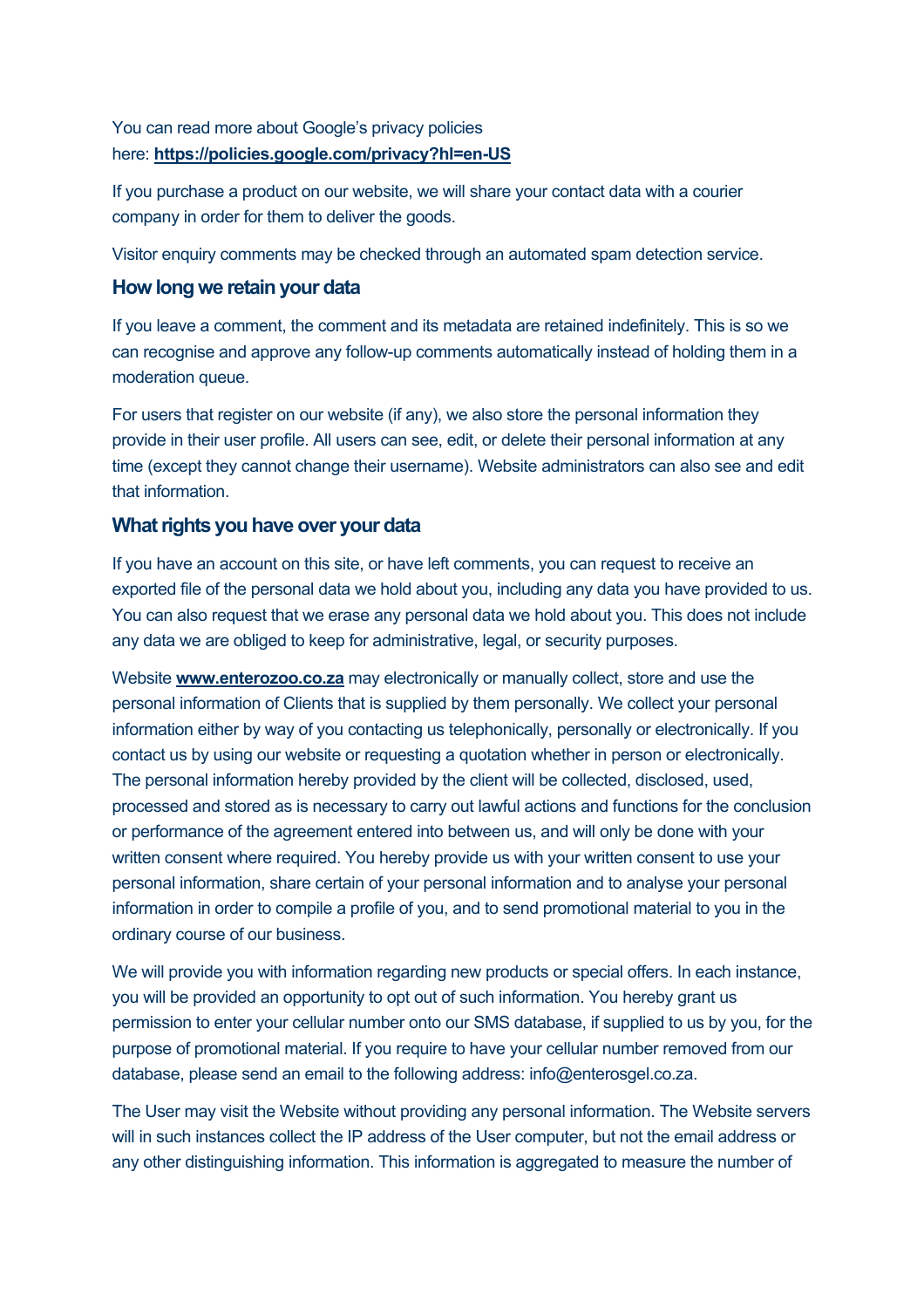You can read more about Google's privacy policies here: **https://policies.google.com/privacy?hl=en-US**

If you purchase a product on our website, we will share your contact data with a courier company in order for them to deliver the goods.

Visitor enquiry comments may be checked through an automated spam detection service.

### How long we retain your data

If you leave a comment, the comment and its metadata are retained indefinitely. This is so we can recognise and approve any follow-up comments automatically instead of holding them in a moderation queue.

For users that register on our website (if any), we also store the personal information they provide in their user profile. All users can see, edit, or delete their personal information at any time (except they cannot change their username). Website administrators can also see and edit that information.

### What rights you have over your data

If you have an account on this site, or have left comments, you can request to receive an exported file of the personal data we hold about you, including any data you have provided to us. You can also request that we erase any personal data we hold about you. This does not include any data we are obliged to keep for administrative, legal, or security purposes.

Website **www.enterozoo.co.za** may electronically or manually collect, store and use the personal information of Clients that is supplied by them personally. We collect your personal information either by way of you contacting us telephonically, personally or electronically. If you contact us by using our website or requesting a quotation whether in person or electronically. The personal information hereby provided by the client will be collected, disclosed, used, processed and stored as is necessary to carry out lawful actions and functions for the conclusion or performance of the agreement entered into between us, and will only be done with your written consent where required. You hereby provide us with your written consent to use your personal information, share certain of your personal information and to analyse your personal information in order to compile a profile of you, and to send promotional material to you in the ordinary course of our business.

We will provide you with information regarding new products or special offers. In each instance, you will be provided an opportunity to opt out of such information. You hereby grant us permission to enter your cellular number onto our SMS database, if supplied to us by you, for the purpose of promotional material. If you require to have your cellular number removed from our database, please send an email to the following address: info@enterosgel.co.za.

The User may visit the Website without providing any personal information. The Website servers will in such instances collect the IP address of the User computer, but not the email address or any other distinguishing information. This information is aggregated to measure the number of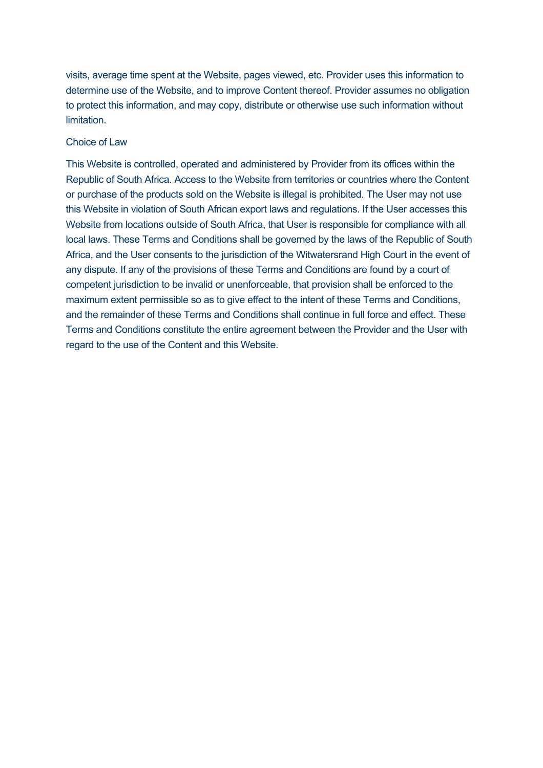visits, average time spent at the Website, pages viewed, etc. Provider uses this information to determine use of the Website, and to improve Content thereof. Provider assumes no obligation to protect this information, and may copy, distribute or otherwise use such information without limitation.

## Choice of Law

This Website is controlled, operated and administered by Provider from its offices within the Republic of South Africa. Access to the Website from territories or countries where the Content or purchase of the products sold on the Website is illegal is prohibited. The User may not use this Website in violation of South African export laws and regulations. If the User accesses this Website from locations outside of South Africa, that User is responsible for compliance with all local laws. These Terms and Conditions shall be governed by the laws of the Republic of South Africa, and the User consents to the jurisdiction of the Witwatersrand High Court in the event of any dispute. If any of the provisions of these Terms and Conditions are found by a court of competent jurisdiction to be invalid or unenforceable, that provision shall be enforced to the maximum extent permissible so as to give effect to the intent of these Terms and Conditions, and the remainder of these Terms and Conditions shall continue in full force and effect. These Terms and Conditions constitute the entire agreement between the Provider and the User with regard to the use of the Content and this Website.